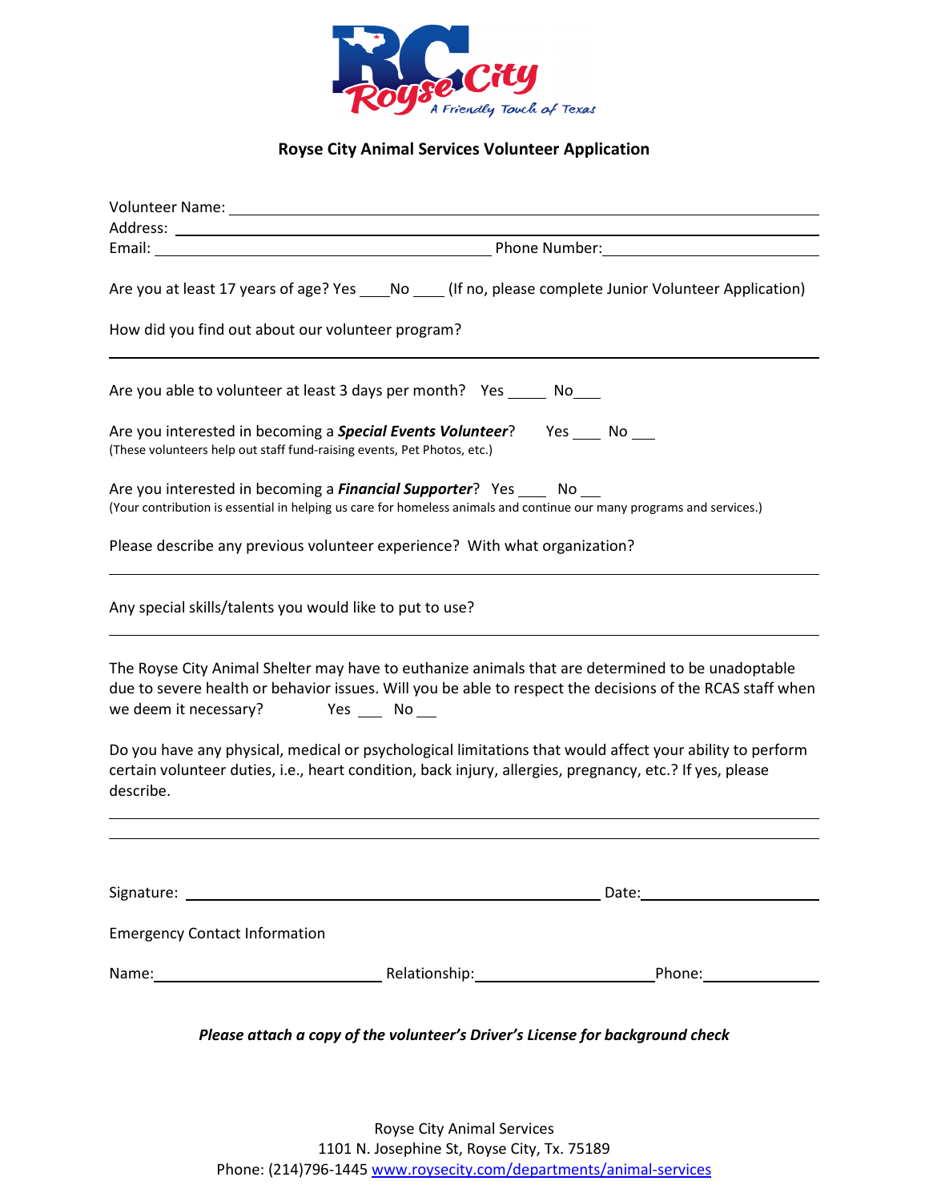# Royse City Animal Services Volunteer Application

Volunteer Name: ______________________________________________

Address: ______________________________________________

Email: ______________________________ Phone Number: ______________________

Are you at least 17 years of age? Yes ____ No ____ (If no, please complete Junior Volunteer Application)

How did you find out about our volunteer program?

______________________________________________

Are you able to volunteer at least 3 days per month? Yes _____ No ____

Are you interested in becoming a ***Special Events Volunteer***? Yes ____ No ___
(These volunteers help out staff fund-raising events, Pet Photos, etc.)

Are you interested in becoming a ***Financial Supporter***? Yes ____ No ___
(Your contribution is essential in helping us care for homeless animals and continue our many programs and services.)

Please describe any previous volunteer experience? With what organization?

______________________________________________

Any special skills/talents you would like to put to use?

______________________________________________

The Royse City Animal Shelter may have to euthanize animals that are determined to be unadoptable due to severe health or behavior issues. Will you be able to respect the decisions of the RCAS staff when we deem it necessary? Yes ___ No ___

Do you have any physical, medical or psychological limitations that would affect your ability to perform certain volunteer duties, i.e., heart condition, back injury, allergies, pregnancy, etc.? If yes, please describe.

______________________________________________

______________________________________________

Signature: ______________________________ Date: ______________

Emergency Contact Information

Name: ____________________ Relationship: ________________ Phone: ____________

***Please attach a copy of the volunteer's Driver's License for background check***

Royse City Animal Services
1101 N. Josephine St, Royse City, Tx. 75189
Phone: (214)796-1445 www.roysecity.com/departments/animal-services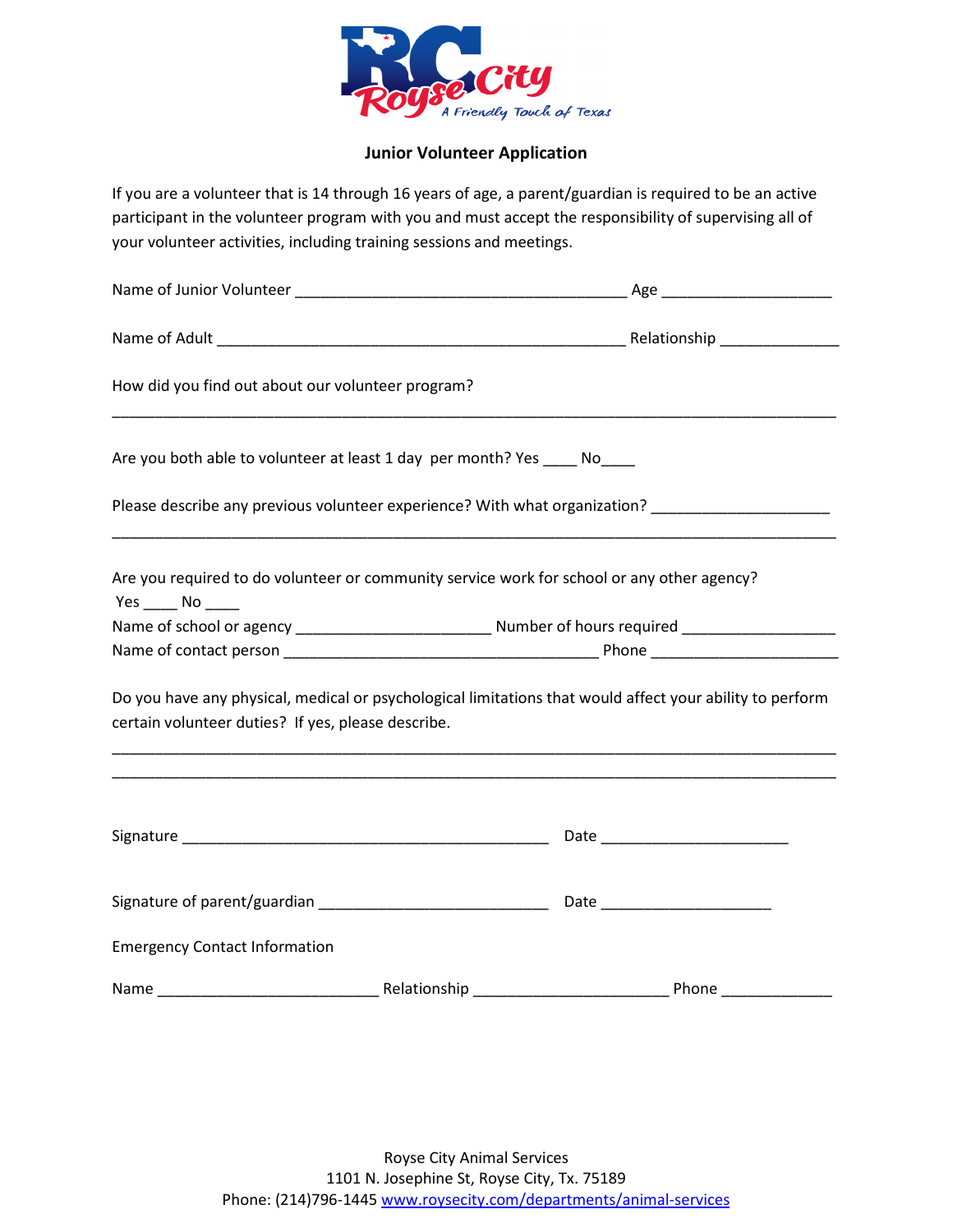## Junior Volunteer Application

If you are a volunteer that is 14 through 16 years of age, a parent/guardian is required to be an active participant in the volunteer program with you and must accept the responsibility of supervising all of your volunteer activities, including training sessions and meetings.

Name of Junior Volunteer ________________________________________ Age ____________________

Name of Adult _________________________________________________ Relationship ______________

How did you find out about our volunteer program?

_________________________________________________________________________________________

Are you both able to volunteer at least 1 day per month? Yes ____ No____

Please describe any previous volunteer experience? With what organization? _____________________

_________________________________________________________________________________________

Are you required to do volunteer or community service work for school or any other agency?
Yes ____ No ____
Name of school or agency _______________________ Number of hours required __________________
Name of contact person _____________________________________ Phone _____________________

Do you have any physical, medical or psychological limitations that would affect your ability to perform certain volunteer duties? If yes, please describe.

_________________________________________________________________________________________
_________________________________________________________________________________________

Signature ____________________________________________ Date ______________________

Signature of parent/guardian ___________________________ Date ____________________

Emergency Contact Information

Name __________________________ Relationship _______________________ Phone _____________

Royse City Animal Services
1101 N. Josephine St, Royse City, Tx. 75189
Phone: (214)796-1445 www.roysecity.com/departments/animal-services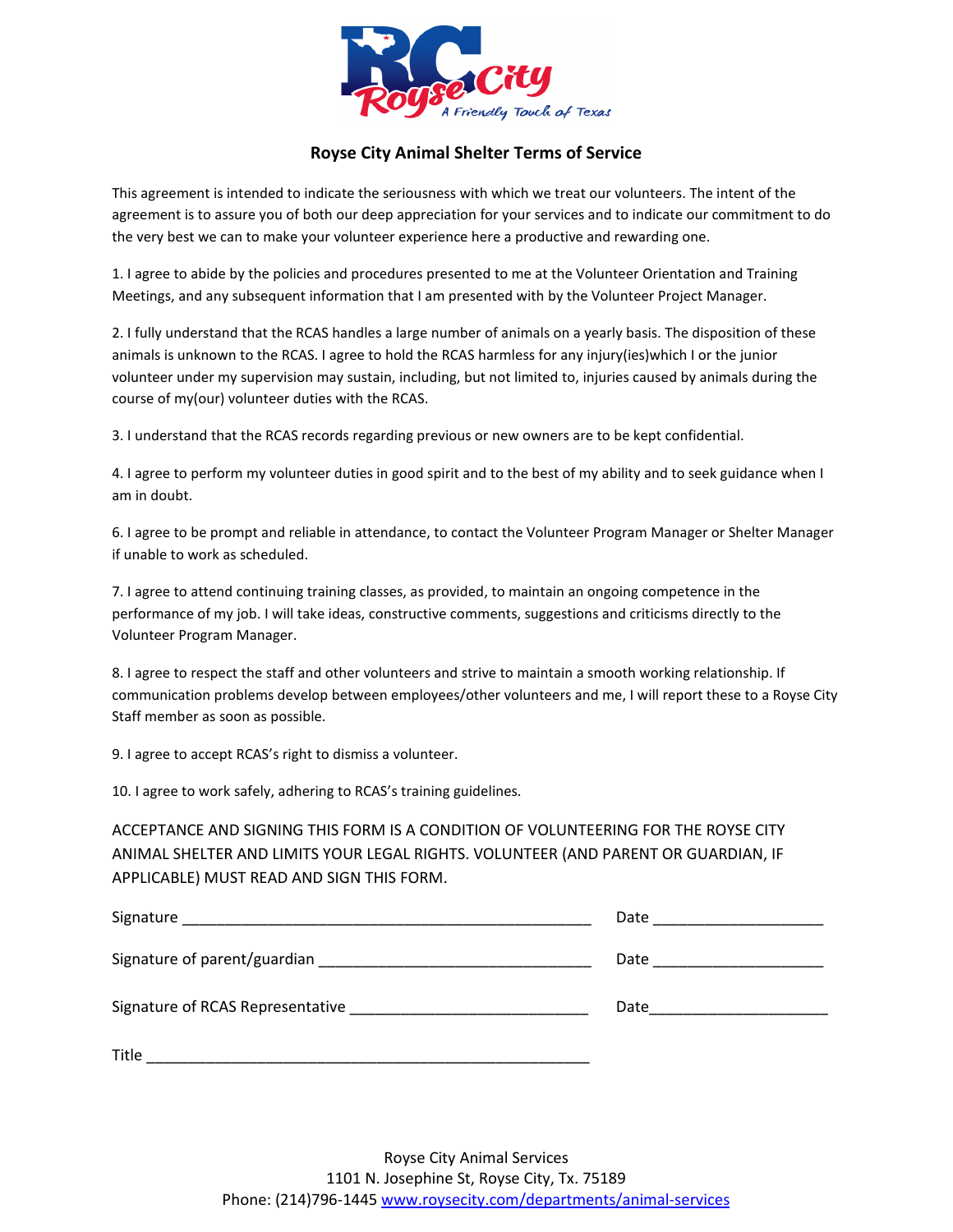# Royse City Animal Shelter Terms of Service

This agreement is intended to indicate the seriousness with which we treat our volunteers. The intent of the agreement is to assure you of both our deep appreciation for your services and to indicate our commitment to do the very best we can to make your volunteer experience here a productive and rewarding one.

1. I agree to abide by the policies and procedures presented to me at the Volunteer Orientation and Training Meetings, and any subsequent information that I am presented with by the Volunteer Project Manager.

2. I fully understand that the RCAS handles a large number of animals on a yearly basis. The disposition of these animals is unknown to the RCAS. I agree to hold the RCAS harmless for any injury(ies)which I or the junior volunteer under my supervision may sustain, including, but not limited to, injuries caused by animals during the course of my(our) volunteer duties with the RCAS.

3. I understand that the RCAS records regarding previous or new owners are to be kept confidential.

4. I agree to perform my volunteer duties in good spirit and to the best of my ability and to seek guidance when I am in doubt.

6. I agree to be prompt and reliable in attendance, to contact the Volunteer Program Manager or Shelter Manager if unable to work as scheduled.

7. I agree to attend continuing training classes, as provided, to maintain an ongoing competence in the performance of my job. I will take ideas, constructive comments, suggestions and criticisms directly to the Volunteer Program Manager.

8. I agree to respect the staff and other volunteers and strive to maintain a smooth working relationship. If communication problems develop between employees/other volunteers and me, I will report these to a Royse City Staff member as soon as possible.

9. I agree to accept RCAS's right to dismiss a volunteer.

10. I agree to work safely, adhering to RCAS's training guidelines.

ACCEPTANCE AND SIGNING THIS FORM IS A CONDITION OF VOLUNTEERING FOR THE ROYSE CITY ANIMAL SHELTER AND LIMITS YOUR LEGAL RIGHTS. VOLUNTEER (AND PARENT OR GUARDIAN, IF APPLICABLE) MUST READ AND SIGN THIS FORM.

Signature ________________________________________________ Date ____________________

Signature of parent/guardian ________________________________ Date ____________________

Signature of RCAS Representative ____________________________ Date_____________________

Title ____________________________________________________

Royse City Animal Services
1101 N. Josephine St, Royse City, Tx. 75189
Phone: (214)796-1445 www.roysecity.com/departments/animal-services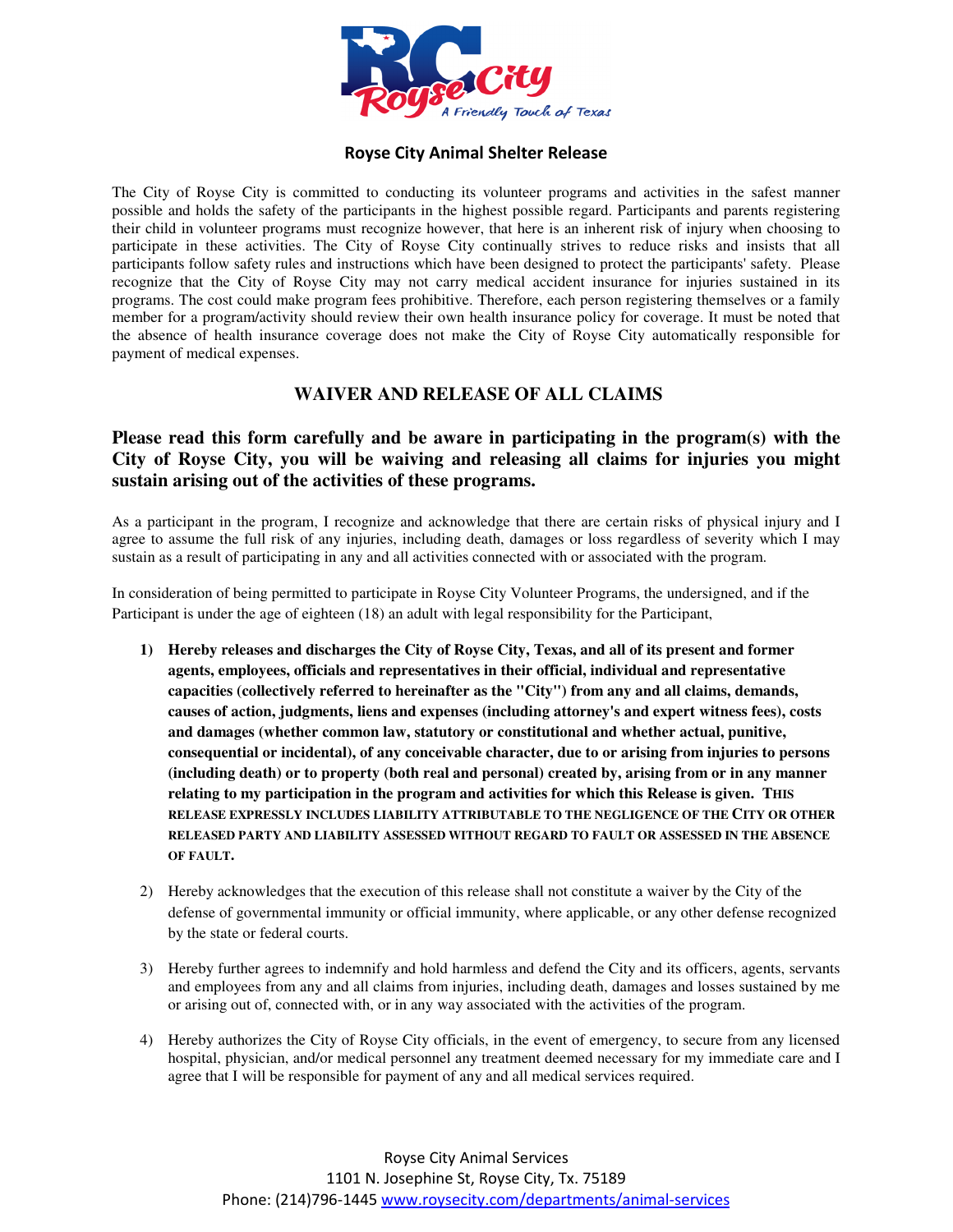## Royse City Animal Shelter Release

The City of Royse City is committed to conducting its volunteer programs and activities in the safest manner possible and holds the safety of the participants in the highest possible regard. Participants and parents registering their child in volunteer programs must recognize however, that here is an inherent risk of injury when choosing to participate in these activities. The City of Royse City continually strives to reduce risks and insists that all participants follow safety rules and instructions which have been designed to protect the participants' safety. Please recognize that the City of Royse City may not carry medical accident insurance for injuries sustained in its programs. The cost could make program fees prohibitive. Therefore, each person registering themselves or a family member for a program/activity should review their own health insurance policy for coverage. It must be noted that the absence of health insurance coverage does not make the City of Royse City automatically responsible for payment of medical expenses.

## WAIVER AND RELEASE OF ALL CLAIMS

### Please read this form carefully and be aware in participating in the program(s) with the City of Royse City, you will be waiving and releasing all claims for injuries you might sustain arising out of the activities of these programs.

As a participant in the program, I recognize and acknowledge that there are certain risks of physical injury and I agree to assume the full risk of any injuries, including death, damages or loss regardless of severity which I may sustain as a result of participating in any and all activities connected with or associated with the program.

In consideration of being permitted to participate in Royse City Volunteer Programs, the undersigned, and if the Participant is under the age of eighteen (18) an adult with legal responsibility for the Participant,

1) **Hereby releases and discharges the City of Royse City, Texas, and all of its present and former agents, employees, officials and representatives in their official, individual and representative capacities (collectively referred to hereinafter as the "City") from any and all claims, demands, causes of action, judgments, liens and expenses (including attorney's and expert witness fees), costs and damages (whether common law, statutory or constitutional and whether actual, punitive, consequential or incidental), of any conceivable character, due to or arising from injuries to persons (including death) or to property (both real and personal) created by, arising from or in any manner relating to my participation in the program and activities for which this Release is given. THIS RELEASE EXPRESSLY INCLUDES LIABILITY ATTRIBUTABLE TO THE NEGLIGENCE OF THE CITY OR OTHER RELEASED PARTY AND LIABILITY ASSESSED WITHOUT REGARD TO FAULT OR ASSESSED IN THE ABSENCE OF FAULT.**

2) Hereby acknowledges that the execution of this release shall not constitute a waiver by the City of the defense of governmental immunity or official immunity, where applicable, or any other defense recognized by the state or federal courts.

3) Hereby further agrees to indemnify and hold harmless and defend the City and its officers, agents, servants and employees from any and all claims from injuries, including death, damages and losses sustained by me or arising out of, connected with, or in any way associated with the activities of the program.

4) Hereby authorizes the City of Royse City officials, in the event of emergency, to secure from any licensed hospital, physician, and/or medical personnel any treatment deemed necessary for my immediate care and I agree that I will be responsible for payment of any and all medical services required.

Royse City Animal Services
1101 N. Josephine St, Royse City, Tx. 75189
Phone: (214)796-1445 www.roysecity.com/departments/animal-services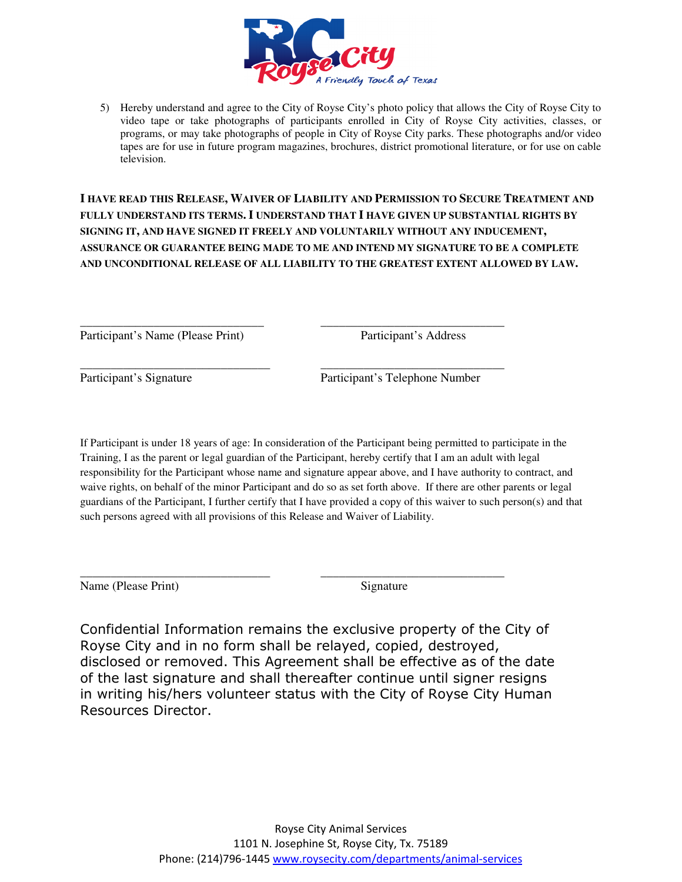5) Hereby understand and agree to the City of Royse City's photo policy that allows the City of Royse City to video tape or take photographs of participants enrolled in City of Royse City activities, classes, or programs, or may take photographs of people in City of Royse City parks. These photographs and/or video tapes are for use in future program magazines, brochures, district promotional literature, or for use on cable television.

**I HAVE READ THIS RELEASE, WAIVER OF LIABILITY AND PERMISSION TO SECURE TREATMENT AND FULLY UNDERSTAND ITS TERMS. I UNDERSTAND THAT I HAVE GIVEN UP SUBSTANTIAL RIGHTS BY SIGNING IT, AND HAVE SIGNED IT FREELY AND VOLUNTARILY WITHOUT ANY INDUCEMENT, ASSURANCE OR GUARANTEE BEING MADE TO ME AND INTEND MY SIGNATURE TO BE A COMPLETE AND UNCONDITIONAL RELEASE OF ALL LIABILITY TO THE GREATEST EXTENT ALLOWED BY LAW.**

| | |
|---|---|
| ______________________________ | ______________________________ |
| Participant's Name (Please Print) | Participant's Address |
| ______________________________ | ______________________________ |
| Participant's Signature | Participant's Telephone Number |

If Participant is under 18 years of age: In consideration of the Participant being permitted to participate in the Training, I as the parent or legal guardian of the Participant, hereby certify that I am an adult with legal responsibility for the Participant whose name and signature appear above, and I have authority to contract, and waive rights, on behalf of the minor Participant and do so as set forth above. If there are other parents or legal guardians of the Participant, I further certify that I have provided a copy of this waiver to such person(s) and that such persons agreed with all provisions of this Release and Waiver of Liability.

| | |
|---|---|
| ______________________________ | ______________________________ |
| Name (Please Print) | Signature |

Confidential Information remains the exclusive property of the City of Royse City and in no form shall be relayed, copied, destroyed, disclosed or removed. This Agreement shall be effective as of the date of the last signature and shall thereafter continue until signer resigns in writing his/hers volunteer status with the City of Royse City Human Resources Director.

Royse City Animal Services
1101 N. Josephine St, Royse City, Tx. 75189
Phone: (214)796-1445 www.roysecity.com/departments/animal-services